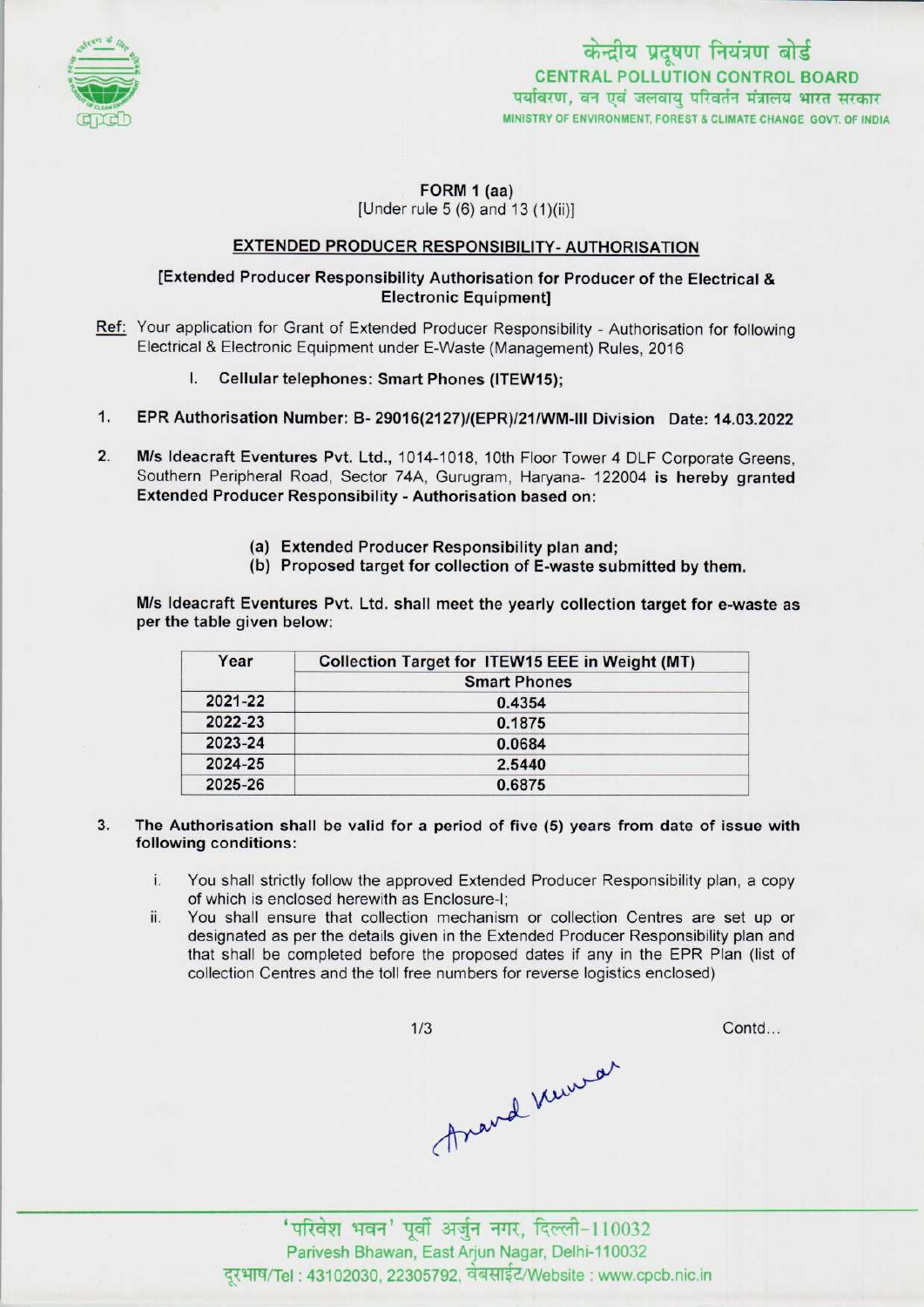केन्द्रीय प्रदूषण नियंत्रण बोर्ड
CENTRAL POLLUTION CONTROL BOARD
पर्यावरण, वन एवं जलवायु परिवर्तन मंत्रालय भारत सरकार
MINISTRY OF ENVIRONMENT, FOREST & CLIMATE CHANGE GOVT. OF INDIA

**FORM 1 (aa)**
[Under rule 5 (6) and 13 (1)(ii)]

## EXTENDED PRODUCER RESPONSIBILITY- AUTHORISATION

**[Extended Producer Responsibility Authorisation for Producer of the Electrical & Electronic Equipment]**

Ref: Your application for Grant of Extended Producer Responsibility - Authorisation for following Electrical & Electronic Equipment under E-Waste (Management) Rules, 2016

I. **Cellular telephones: Smart Phones (ITEW15);**

1. **EPR Authorisation Number: B- 29016(2127)/(EPR)/21/WM-III Division Date: 14.03.2022**

2. **M/s Ideacraft Eventures Pvt. Ltd.,** 1014-1018, 10th Floor Tower 4 DLF Corporate Greens, Southern Peripheral Road, Sector 74A, Gurugram, Haryana- 122004 **is** hereby **granted Extended Producer Responsibility - Authorisation based on:**

   **(a) Extended Producer Responsibility plan and;**
   **(b) Proposed target for collection of E-waste submitted by them.**

**M/s Ideacraft Eventures Pvt. Ltd. shall meet the yearly collection target for e-waste as per the table given below:**

| Year | Collection Target for ITEW15 EEE in Weight (MT) |
|---|---|
| | Smart Phones |
| 2021-22 | 0.4354 |
| 2022-23 | 0.1875 |
| 2023-24 | 0.0684 |
| 2024-25 | 2.5440 |
| 2025-26 | 0.6875 |

3. **The Authorisation shall be valid for a period of five (5) years from date of issue with following conditions:**

   i. You shall strictly follow the approved Extended Producer Responsibility plan, a copy of which is enclosed herewith as Enclosure-I;
   
   ii. You shall ensure that collection mechanism or collection Centres are set up or designated as per the details given in the Extended Producer Responsibility plan and that shall be completed before the proposed dates if any in the EPR Plan (list of collection Centres and the toll free numbers for reverse logistics enclosed)

Contd...

Anand Kumar

'परिवेश भवन' पूर्वी अर्जुन नगर, दिल्ली-110032
Parivesh Bhawan, East Arjun Nagar, Delhi-110032
दूरभाष/Tel : 43102030, 22305792, वेबसाईट/Website : www.cpcb.nic.in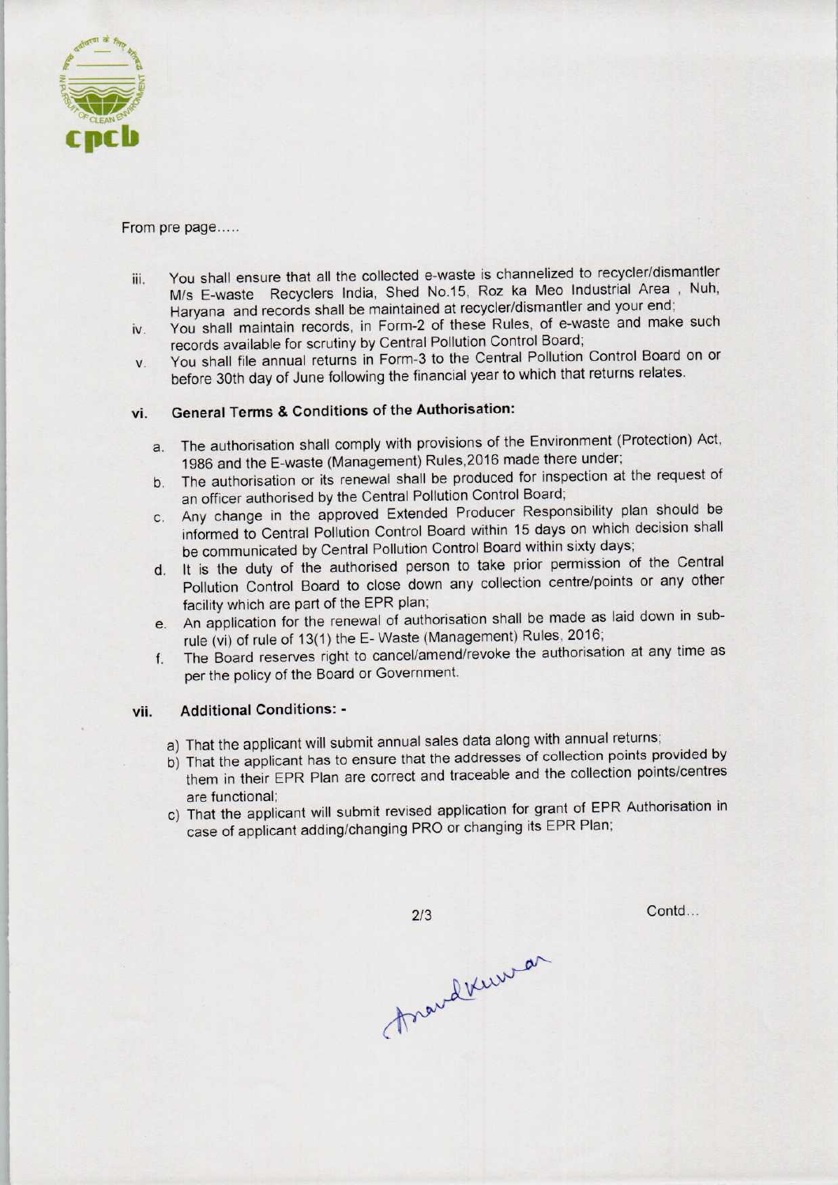From pre page.....

iii. You shall ensure that all the collected e-waste is channelized to recycler/dismantler M/s E-waste Recyclers India, Shed No.15, Roz ka Meo Industrial Area , Nuh, Haryana and records shall be maintained at recycler/dismantler and your end;

iv. You shall maintain records, in Form-2 of these Rules, of e-waste and make such records available for scrutiny by Central Pollution Control Board;

v. You shall file annual returns in Form-3 to the Central Pollution Control Board on or before 30th day of June following the financial year to which that returns relates.

vi. **General Terms & Conditions of the Authorisation:**

a. The authorisation shall comply with provisions of the Environment (Protection) Act, 1986 and the E-waste (Management) Rules,2016 made there under;

b. The authorisation or its renewal shall be produced for inspection at the request of an officer authorised by the Central Pollution Control Board;

c. Any change in the approved Extended Producer Responsibility plan should be informed to Central Pollution Control Board within 15 days on which decision shall be communicated by Central Pollution Control Board within sixty days;

d. It is the duty of the authorised person to take prior permission of the Central Pollution Control Board to close down any collection centre/points or any other facility which are part of the EPR plan;

e. An application for the renewal of authorisation shall be made as laid down in sub-rule (vi) of rule of 13(1) the E- Waste (Management) Rules, 2016;

f. The Board reserves right to cancel/amend/revoke the authorisation at any time as per the policy of the Board or Government.

vii. **Additional Conditions: -**

a) That the applicant will submit annual sales data along with annual returns;

b) That the applicant has to ensure that the addresses of collection points provided by them in their EPR Plan are correct and traceable and the collection points/centres are functional;

c) That the applicant will submit revised application for grant of EPR Authorisation in case of applicant adding/changing PRO or changing its EPR Plan;

Contd...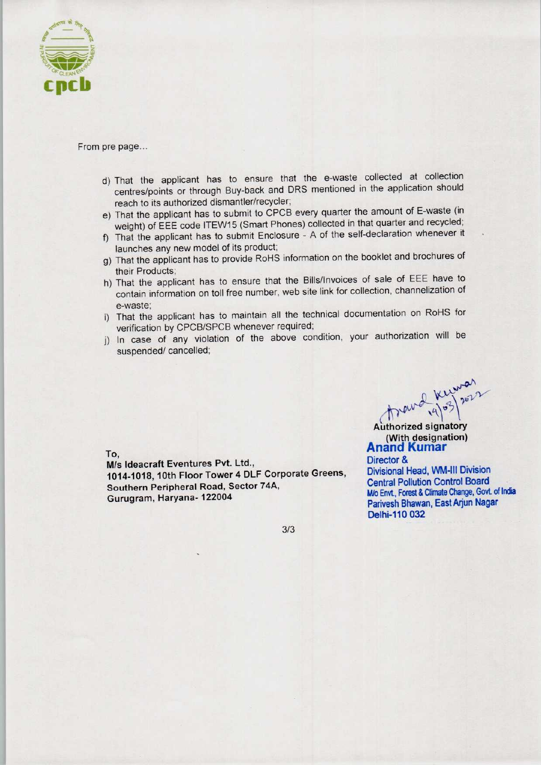From pre page...

d) That the applicant has to ensure that the e-waste collected at collection centres/points or through Buy-back and DRS mentioned in the application should reach to its authorized dismantler/recycler;

e) That the applicant has to submit to CPCB every quarter the amount of E-waste (in weight) of EEE code ITEW15 (Smart Phones) collected in that quarter and recycled;

f) That the applicant has to submit Enclosure - A of the self-declaration whenever it launches any new model of its product;

g) That the applicant has to provide RoHS information on the booklet and brochures of their Products;

h) That the applicant has to ensure that the Bills/Invoices of sale of EEE have to contain information on toll free number, web site link for collection, channelization of e-waste;

i) That the applicant has to maintain all the technical documentation on RoHS for verification by CPCB/SPCB whenever required;

j) In case of any violation of the above condition, your authorization will be suspended/ cancelled;

Anand Kumar 19/03/2022

Authorized signatory
(With designation)

**Anand Kumar**
Director &
Divisional Head, WM-III Division
Central Pollution Control Board
M/o Envt., Forest & Climate Change, Govt. of India
Parivesh Bhawan, East Arjun Nagar
Delhi-110 032

To,
**M/s Ideacraft Eventures Pvt. Ltd.,**
**1014-1018, 10th Floor Tower 4 DLF Corporate Greens,**
**Southern Peripheral Road, Sector 74A,**
**Gurugram, Haryana- 122004**